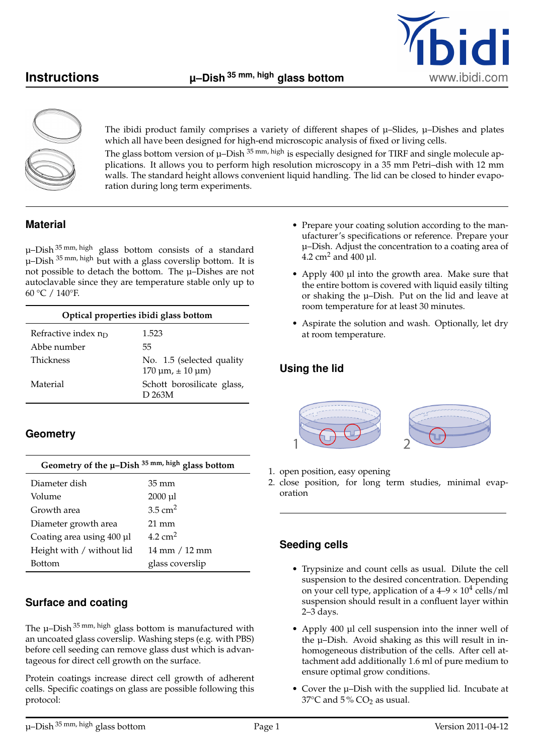# Instructions μ–Dish $^{35\text{ mm, high}}$ glass bottom

The ibidi product family comprises a variety of different shapes of μ–Slides, μ–Dishes and plates which all have been designed for high-end microscopic analysis of fixed or living cells.

The glass bottom version of μ–Dish $^{35\text{ mm, high}}$ is especially designed for TIRF and single molecule applications. It allows you to perform high resolution microscopy in a 35 mm Petri–dish with 12 mm walls. The standard height allows convenient liquid handling. The lid can be closed to hinder evaporation during long term experiments.

## Material

μ–Dish $^{35\text{ mm, high}}$ glass bottom consists of a standard μ–Dish $^{35\text{ mm, high}}$ but with a glass coverslip bottom. It is not possible to detach the bottom. The μ–Dishes are not autoclavable since they are temperature stable only up to 60 °C / 140°F.

| Optical properties ibidi glass bottom | |
|---|---|
| Refractive index $n_D$ | 1.523 |
| Abbe number | 55 |
| Thickness | No. 1.5 (selected quality 170 μm, ± 10 μm) |
| Material | Schott borosilicate glass, D 263M |

## Geometry

| Geometry of the μ–Dish $^{35\text{ mm, high}}$ glass bottom | |
|---|---|
| Diameter dish | 35 mm |
| Volume | 2000 μl |
| Growth area | 3.5 $cm^2$ |
| Diameter growth area | 21 mm |
| Coating area using 400 μl | 4.2 $cm^2$ |
| Height with / without lid | 14 mm / 12 mm |
| Bottom | glass coverslip |

## Surface and coating

The μ–Dish $^{35\text{ mm, high}}$ glass bottom is manufactured with an uncoated glass coverslip. Washing steps (e.g. with PBS) before cell seeding can remove glass dust which is advantageous for direct cell growth on the surface.

Protein coatings increase direct cell growth of adherent cells. Specific coatings on glass are possible following this protocol:

- Prepare your coating solution according to the manufacturer's specifications or reference. Prepare your μ–Dish. Adjust the concentration to a coating area of 4.2 $cm^2$ and 400 μl.
- Apply 400 μl into the growth area. Make sure that the entire bottom is covered with liquid easily tilting or shaking the μ–Dish. Put on the lid and leave at room temperature for at least 30 minutes.
- Aspirate the solution and wash. Optionally, let dry at room temperature.

## Using the lid

1. open position, easy opening
2. close position, for long term studies, minimal evaporation

## Seeding cells

- Trypsinize and count cells as usual. Dilute the cell suspension to the desired concentration. Depending on your cell type, application of a 4–9 × $10^4$ cells/ml suspension should result in a confluent layer within 2–3 days.
- Apply 400 μl cell suspension into the inner well of the μ–Dish. Avoid shaking as this will result in inhomogeneous distribution of the cells. After cell attachment add additionally 1.6 ml of pure medium to ensure optimal grow conditions.
- Cover the μ–Dish with the supplied lid. Incubate at 37°C and 5 % $CO_2$ as usual.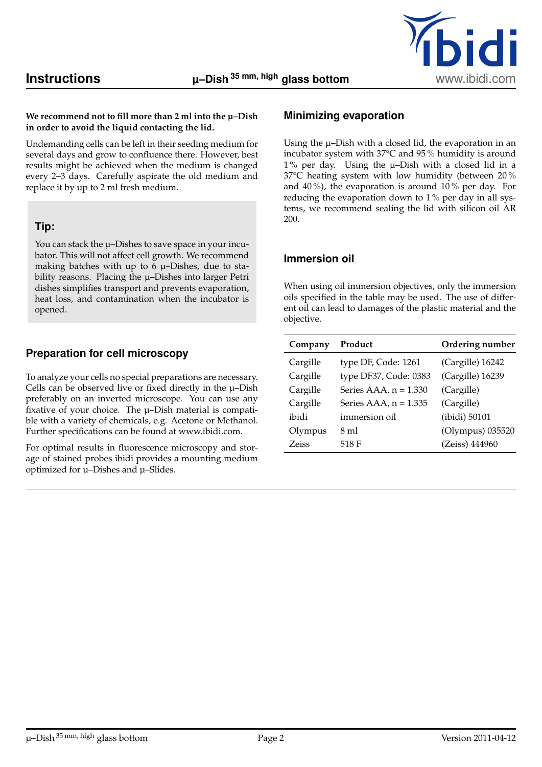**We recommend not to fill more than 2 ml into the µ–Dish in order to avoid the liquid contacting the lid.**

Undemanding cells can be left in their seeding medium for several days and grow to confluence there. However, best results might be achieved when the medium is changed every 2–3 days. Carefully aspirate the old medium and replace it by up to 2 ml fresh medium.

### Tip:

You can stack the µ–Dishes to save space in your incubator. This will not affect cell growth. We recommend making batches with up to 6 µ–Dishes, due to stability reasons. Placing the µ–Dishes into larger Petri dishes simplifies transport and prevents evaporation, heat loss, and contamination when the incubator is opened.

## Preparation for cell microscopy

To analyze your cells no special preparations are necessary. Cells can be observed live or fixed directly in the µ–Dish preferably on an inverted microscope. You can use any fixative of your choice. The µ–Dish material is compatible with a variety of chemicals, e.g. Acetone or Methanol. Further specifications can be found at www.ibidi.com.

For optimal results in fluorescence microscopy and storage of stained probes ibidi provides a mounting medium optimized for µ–Dishes and µ–Slides.

## Minimizing evaporation

Using the µ–Dish with a closed lid, the evaporation in an incubator system with 37°C and 95 % humidity is around 1 % per day. Using the µ–Dish with a closed lid in a 37°C heating system with low humidity (between 20 % and 40 %), the evaporation is around 10 % per day. For reducing the evaporation down to 1 % per day in all systems, we recommend sealing the lid with silicon oil AR 200.

## Immersion oil

When using oil immersion objectives, only the immersion oils specified in the table may be used. The use of different oil can lead to damages of the plastic material and the objective.

| Company | Product | Ordering number |
|---|---|---|
| Cargille | type DF, Code: 1261 | (Cargille) 16242 |
| Cargille | type DF37, Code: 0383 | (Cargille) 16239 |
| Cargille | Series AAA, n = 1.330 | (Cargille) |
| Cargille | Series AAA, n = 1.335 | (Cargille) |
| ibidi | immersion oil | (ibidi) 50101 |
| Olympus | 8 ml | (Olympus) 035520 |
| Zeiss | 518 F | (Zeiss) 444960 |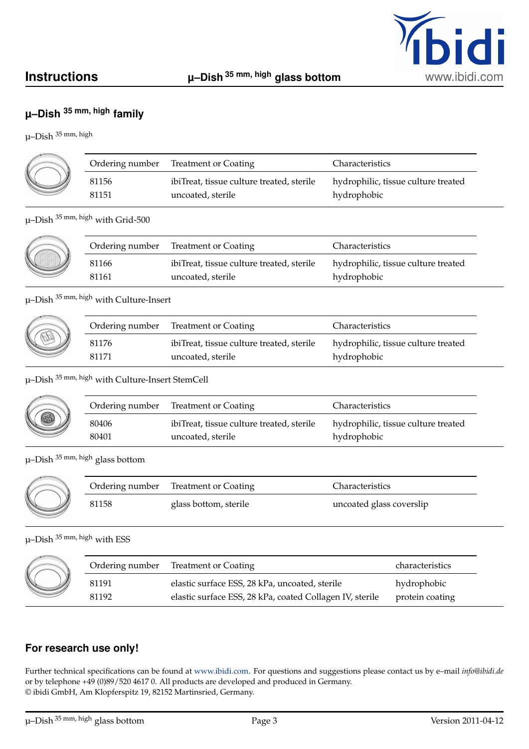## μ–Dish $^{35\ mm,\ high}$ family

μ–Dish $^{35\ mm,\ high}$

| Ordering number | Treatment or Coating | Characteristics |
|---|---|---|
| 81156 | ibiTreat, tissue culture treated, sterile | hydrophilic, tissue culture treated |
| 81151 | uncoated, sterile | hydrophobic |

μ–Dish $^{35\ mm,\ high}$ with Grid-500

| Ordering number | Treatment or Coating | Characteristics |
|---|---|---|
| 81166 | ibiTreat, tissue culture treated, sterile | hydrophilic, tissue culture treated |
| 81161 | uncoated, sterile | hydrophobic |

μ–Dish $^{35\ mm,\ high}$ with Culture-Insert

| Ordering number | Treatment or Coating | Characteristics |
|---|---|---|
| 81176 | ibiTreat, tissue culture treated, sterile | hydrophilic, tissue culture treated |
| 81171 | uncoated, sterile | hydrophobic |

μ–Dish $^{35\ mm,\ high}$ with Culture-Insert StemCell

| Ordering number | Treatment or Coating | Characteristics |
|---|---|---|
| 80406 | ibiTreat, tissue culture treated, sterile | hydrophilic, tissue culture treated |
| 80401 | uncoated, sterile | hydrophobic |

μ–Dish $^{35\ mm,\ high}$ glass bottom

| Ordering number | Treatment or Coating | Characteristics |
|---|---|---|
| 81158 | glass bottom, sterile | uncoated glass coverslip |

μ–Dish $^{35\ mm,\ high}$ with ESS

| Ordering number | Treatment or Coating | characteristics |
|---|---|---|
| 81191 | elastic surface ESS, 28 kPa, uncoated, sterile | hydrophobic |
| 81192 | elastic surface ESS, 28 kPa, coated Collagen IV, sterile | protein coating |

## For research use only!

Further technical specifications can be found at www.ibidi.com. For questions and suggestions please contact us by e–mail *info@ibidi.de* or by telephone +49 (0)89/520 4617 0. All products are developed and produced in Germany.
© ibidi GmbH, Am Klopferspitz 19, 82152 Martinsried, Germany.